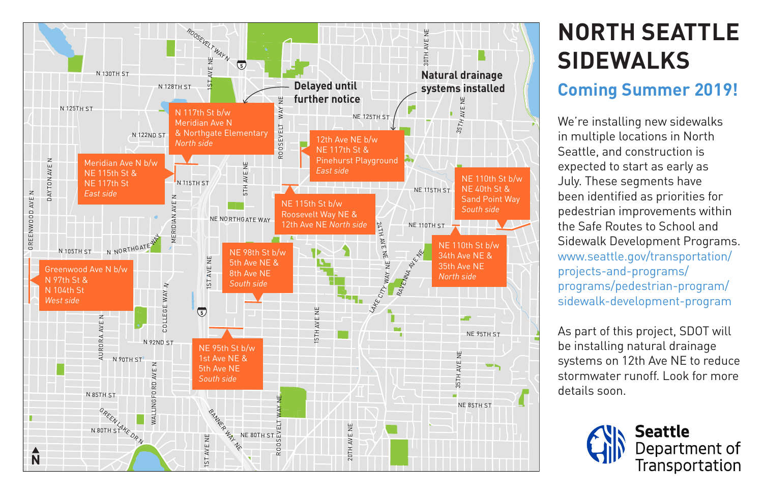# NORTH SEATTLE SIDEWALKS

## Coming Summer 2019!

We're installing new sidewalks in multiple locations in North Seattle, and construction is expected to start as early as July. These segments have been identified as priorities for pedestrian improvements within the Safe Routes to School and Sidewalk Development Programs. www.seattle.gov/transportation/projects-and-programs/programs/pedestrian-program/sidewalk-development-program

As part of this project, SDOT will be installing natural drainage systems on 12th Ave NE to reduce stormwater runoff. Look for more details soon.

**Delayed until further notice**

N 117th St b/w Meridian Ave N & Northgate Elementary *North side*

**Natural drainage systems installed**

12th Ave NE b/w NE 117th St & Pinehurst Playground *East side*

Meridian Ave N b/w NE 115th St & NE 117th St *East side*

NE 115th St b/w Roosevelt Way NE & 12th Ave NE *North side*

NE 110th St b/w NE 40th St & Sand Point Way *South side*

NE 110th St b/w 34th Ave NE & 35th Ave NE *North side*

NE 98th St b/w 5th Ave NE & 8th Ave NE *South side*

Greenwood Ave N b/w N 97th St & N 104th St *West side*

NE 95th St b/w 1st Ave NE & 5th Ave NE *South side*

Seattle Department of Transportation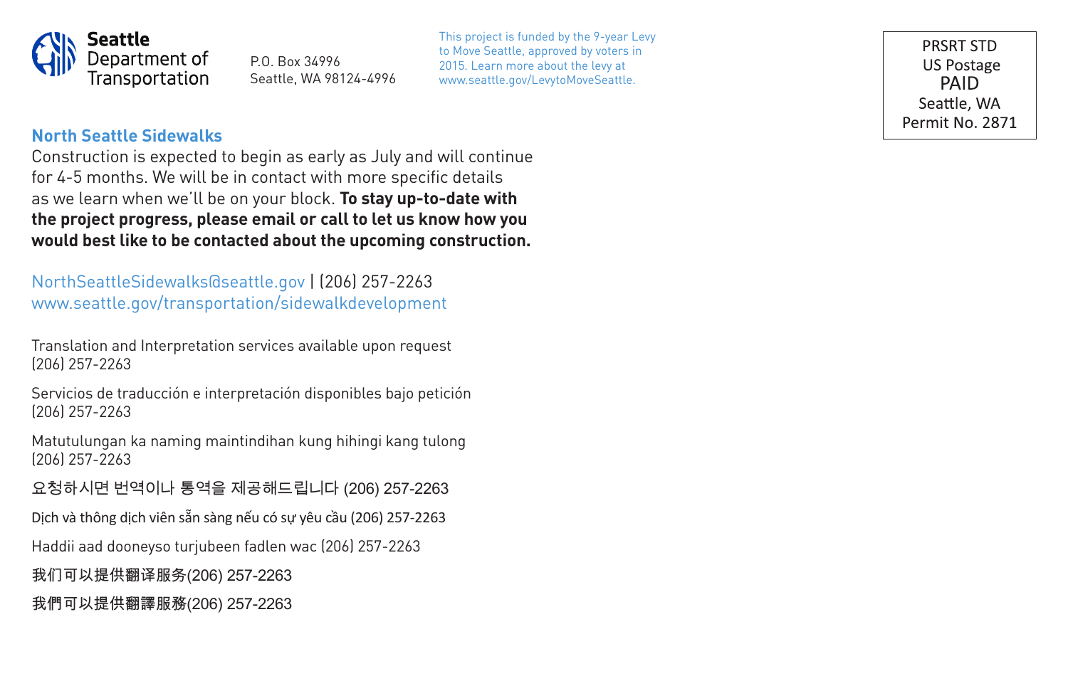Seattle Department of Transportation

P.O. Box 34996
Seattle, WA 98124-4996

This project is funded by the 9-year Levy to Move Seattle, approved by voters in 2015. Learn more about the levy at www.seattle.gov/LevytoMoveSeattle.

PRSRT STD
US Postage
PAID
Seattle, WA
Permit No. 2871

## North Seattle Sidewalks

Construction is expected to begin as early as July and will continue for 4-5 months. We will be in contact with more specific details as we learn when we'll be on your block. **To stay up-to-date with the project progress, please email or call to let us know how you would best like to be contacted about the upcoming construction.**

NorthSeattleSidewalks@seattle.gov | (206) 257-2263
www.seattle.gov/transportation/sidewalkdevelopment

Translation and Interpretation services available upon request
(206) 257-2263

Servicios de traducción e interpretación disponibles bajo petición
(206) 257-2263

Matutulungan ka naming maintindihan kung hihingi kang tulong
(206) 257-2263

요청하시면 번역이나 통역을 제공해드립니다 (206) 257-2263

Dịch và thông dịch viên sẵn sàng nếu có sự yêu cầu (206) 257-2263

Haddii aad dooneyso turjubeen fadlen wac (206) 257-2263

我们可以提供翻译服务(206) 257-2263

我們可以提供翻譯服務(206) 257-2263